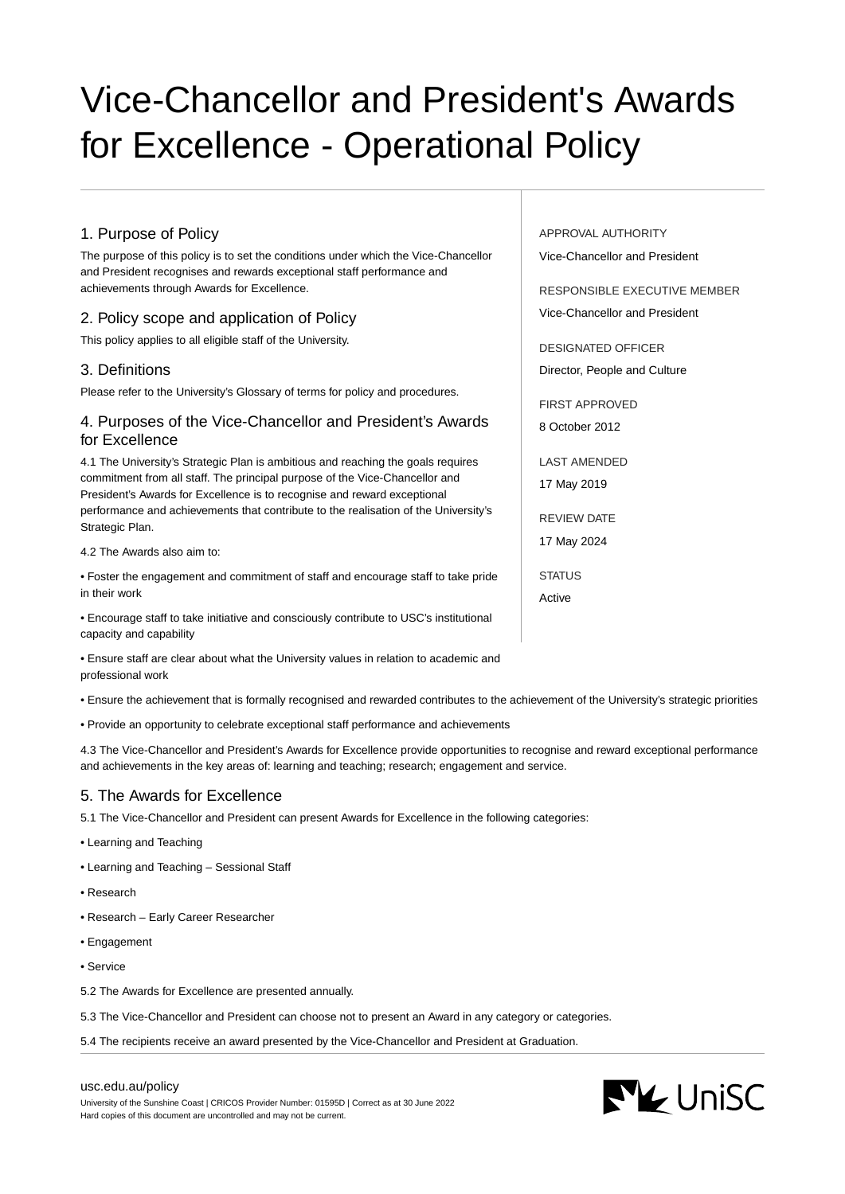# Vice-Chancellor and President's Awards for Excellence - Operational Policy

APPROVAL AUTHORITY
Vice-Chancellor and President

RESPONSIBLE EXECUTIVE MEMBER
Vice-Chancellor and President

DESIGNATED OFFICER
Director, People and Culture

FIRST APPROVED
8 October 2012

LAST AMENDED
17 May 2019

REVIEW DATE
17 May 2024

STATUS
Active

## 1. Purpose of Policy

The purpose of this policy is to set the conditions under which the Vice-Chancellor and President recognises and rewards exceptional staff performance and achievements through Awards for Excellence.

## 2. Policy scope and application of Policy

This policy applies to all eligible staff of the University.

## 3. Definitions

Please refer to the University's Glossary of terms for policy and procedures.

## 4. Purposes of the Vice-Chancellor and President's Awards for Excellence

4.1 The University's Strategic Plan is ambitious and reaching the goals requires commitment from all staff. The principal purpose of the Vice-Chancellor and President's Awards for Excellence is to recognise and reward exceptional performance and achievements that contribute to the realisation of the University's Strategic Plan.

4.2 The Awards also aim to:

- Foster the engagement and commitment of staff and encourage staff to take pride in their work
- Encourage staff to take initiative and consciously contribute to USC's institutional capacity and capability
- Ensure staff are clear about what the University values in relation to academic and professional work
- Ensure the achievement that is formally recognised and rewarded contributes to the achievement of the University's strategic priorities
- Provide an opportunity to celebrate exceptional staff performance and achievements

4.3 The Vice-Chancellor and President's Awards for Excellence provide opportunities to recognise and reward exceptional performance and achievements in the key areas of: learning and teaching; research; engagement and service.

## 5. The Awards for Excellence

5.1 The Vice-Chancellor and President can present Awards for Excellence in the following categories:

- Learning and Teaching
- Learning and Teaching – Sessional Staff
- Research
- Research – Early Career Researcher
- Engagement
- Service

5.2 The Awards for Excellence are presented annually.

5.3 The Vice-Chancellor and President can choose not to present an Award in any category or categories.

5.4 The recipients receive an award presented by the Vice-Chancellor and President at Graduation.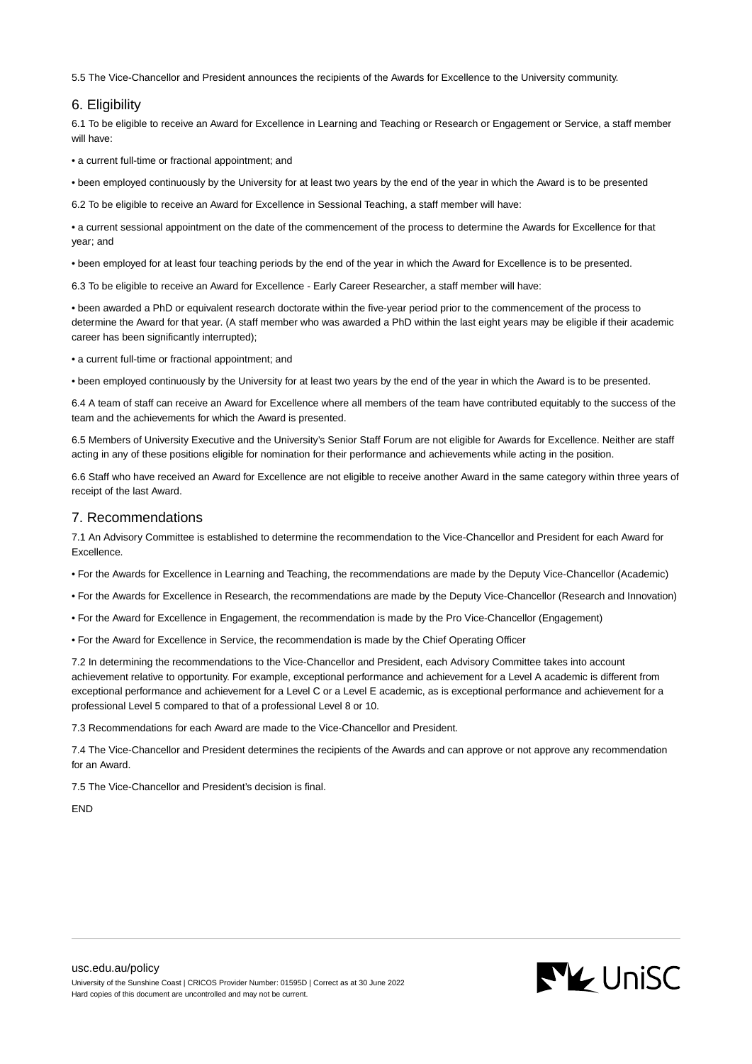5.5 The Vice-Chancellor and President announces the recipients of the Awards for Excellence to the University community.

## 6. Eligibility

6.1 To be eligible to receive an Award for Excellence in Learning and Teaching or Research or Engagement or Service, a staff member will have:

- a current full-time or fractional appointment; and
- been employed continuously by the University for at least two years by the end of the year in which the Award is to be presented

6.2 To be eligible to receive an Award for Excellence in Sessional Teaching, a staff member will have:

- a current sessional appointment on the date of the commencement of the process to determine the Awards for Excellence for that year; and
- been employed for at least four teaching periods by the end of the year in which the Award for Excellence is to be presented.

6.3 To be eligible to receive an Award for Excellence - Early Career Researcher, a staff member will have:

- been awarded a PhD or equivalent research doctorate within the five-year period prior to the commencement of the process to determine the Award for that year. (A staff member who was awarded a PhD within the last eight years may be eligible if their academic career has been significantly interrupted);
- a current full-time or fractional appointment; and
- been employed continuously by the University for at least two years by the end of the year in which the Award is to be presented.

6.4 A team of staff can receive an Award for Excellence where all members of the team have contributed equitably to the success of the team and the achievements for which the Award is presented.

6.5 Members of University Executive and the University's Senior Staff Forum are not eligible for Awards for Excellence. Neither are staff acting in any of these positions eligible for nomination for their performance and achievements while acting in the position.

6.6 Staff who have received an Award for Excellence are not eligible to receive another Award in the same category within three years of receipt of the last Award.

## 7. Recommendations

7.1 An Advisory Committee is established to determine the recommendation to the Vice-Chancellor and President for each Award for Excellence.

- For the Awards for Excellence in Learning and Teaching, the recommendations are made by the Deputy Vice-Chancellor (Academic)
- For the Awards for Excellence in Research, the recommendations are made by the Deputy Vice-Chancellor (Research and Innovation)
- For the Award for Excellence in Engagement, the recommendation is made by the Pro Vice-Chancellor (Engagement)
- For the Award for Excellence in Service, the recommendation is made by the Chief Operating Officer

7.2 In determining the recommendations to the Vice-Chancellor and President, each Advisory Committee takes into account achievement relative to opportunity. For example, exceptional performance and achievement for a Level A academic is different from exceptional performance and achievement for a Level C or a Level E academic, as is exceptional performance and achievement for a professional Level 5 compared to that of a professional Level 8 or 10.

7.3 Recommendations for each Award are made to the Vice-Chancellor and President.

7.4 The Vice-Chancellor and President determines the recipients of the Awards and can approve or not approve any recommendation for an Award.

7.5 The Vice-Chancellor and President's decision is final.

END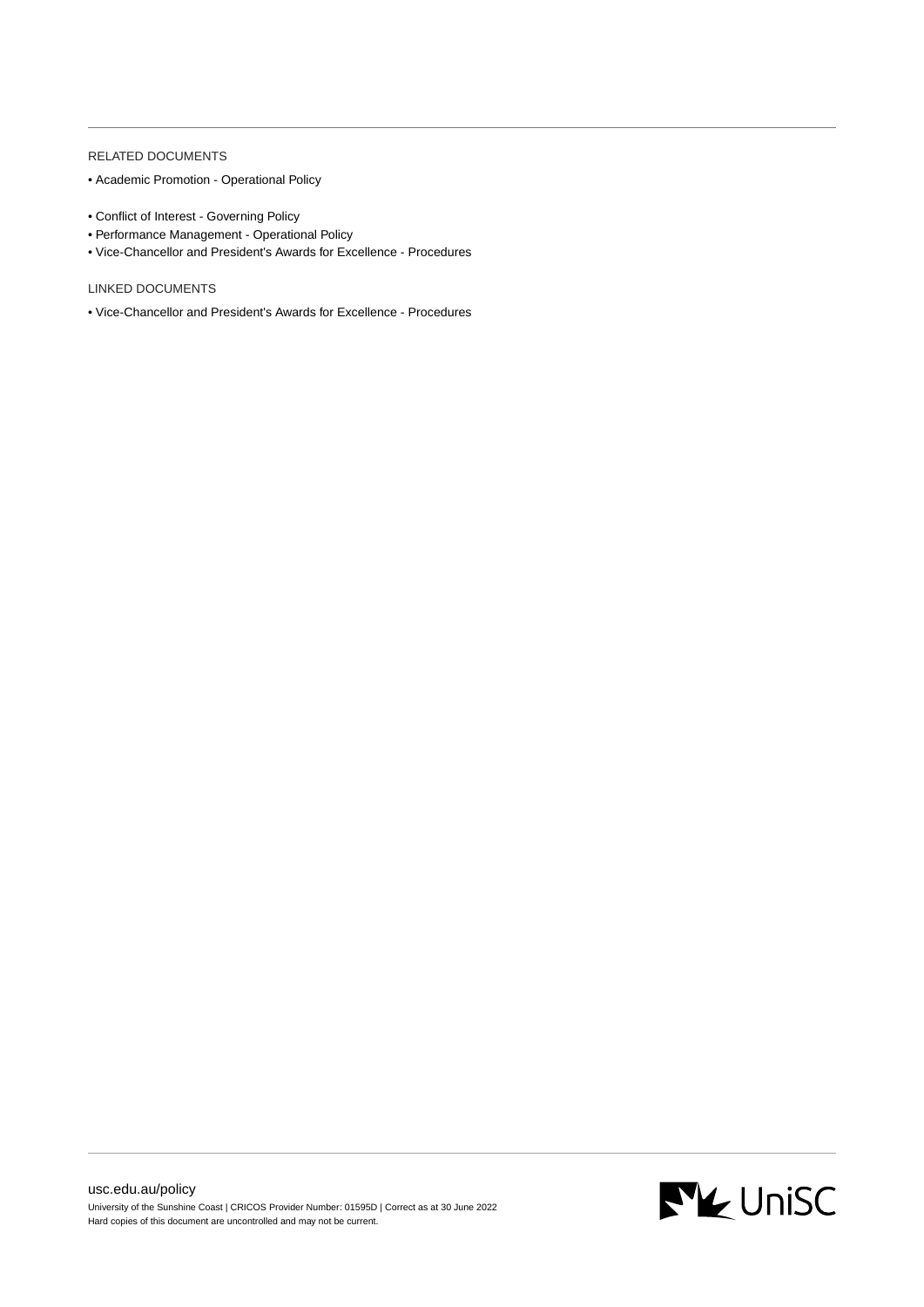RELATED DOCUMENTS

- Academic Promotion - Operational Policy
- Conflict of Interest - Governing Policy
- Performance Management - Operational Policy
- Vice-Chancellor and President's Awards for Excellence - Procedures

LINKED DOCUMENTS

- Vice-Chancellor and President's Awards for Excellence - Procedures